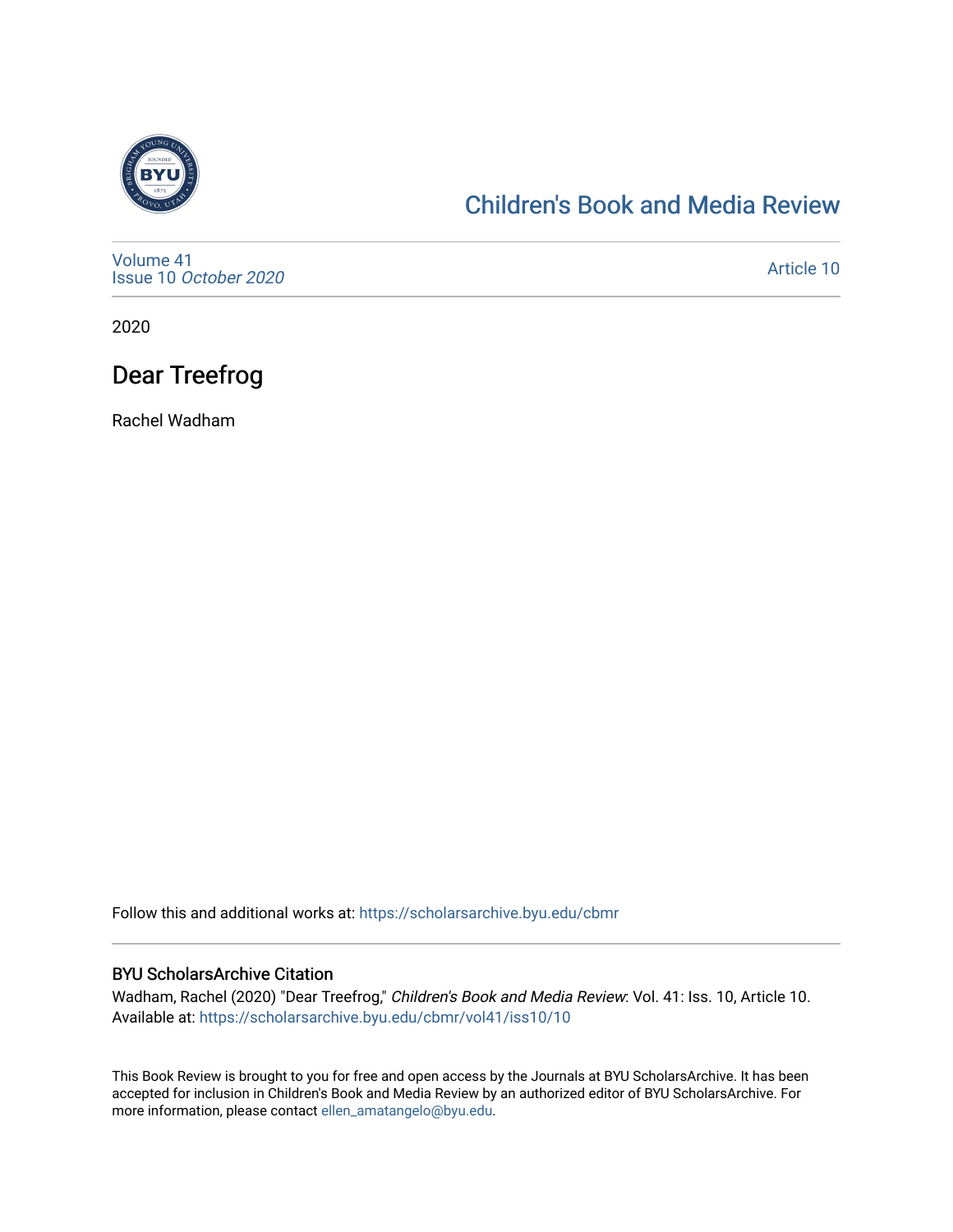Children's Book and Media Review

Volume 41
Issue 10 *October 2020*

Article 10

2020

# Dear Treefrog

Rachel Wadham

Follow this and additional works at: https://scholarsarchive.byu.edu/cbmr

### BYU ScholarsArchive Citation

Wadham, Rachel (2020) "Dear Treefrog," *Children's Book and Media Review*: Vol. 41: Iss. 10, Article 10.
Available at: https://scholarsarchive.byu.edu/cbmr/vol41/iss10/10

This Book Review is brought to you for free and open access by the Journals at BYU ScholarsArchive. It has been accepted for inclusion in Children's Book and Media Review by an authorized editor of BYU ScholarsArchive. For more information, please contact ellen_amatangelo@byu.edu.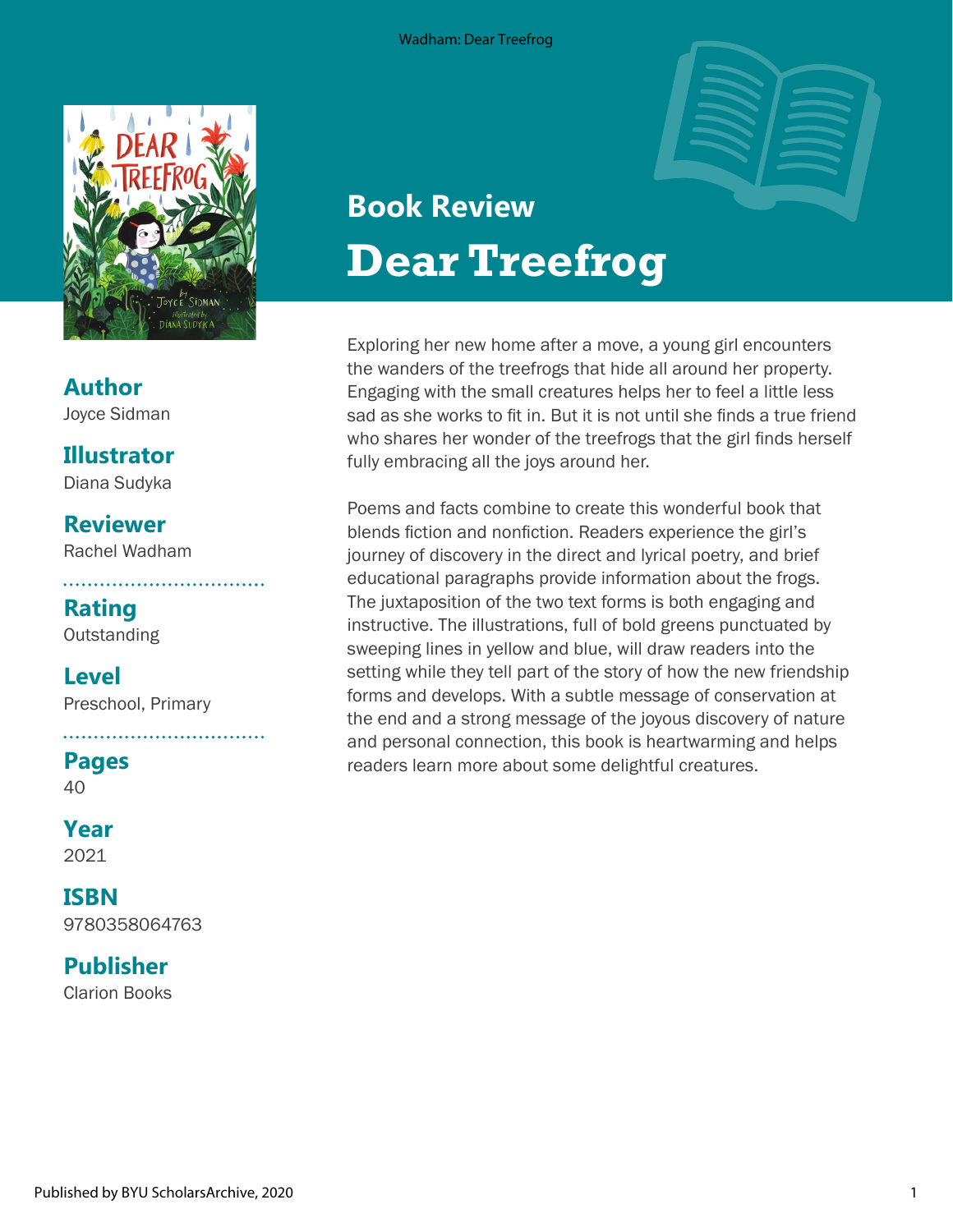## Book Review

# Dear Treefrog

**Author**
Joyce Sidman

**Illustrator**
Diana Sudyka

**Reviewer**
Rachel Wadham

**Rating**
Outstanding

**Level**
Preschool, Primary

**Pages**
40

**Year**
2021

**ISBN**
9780358064763

**Publisher**
Clarion Books

Exploring her new home after a move, a young girl encounters the wanders of the treefrogs that hide all around her property. Engaging with the small creatures helps her to feel a little less sad as she works to fit in. But it is not until she finds a true friend who shares her wonder of the treefrogs that the girl finds herself fully embracing all the joys around her.

Poems and facts combine to create this wonderful book that blends fiction and nonfiction. Readers experience the girl's journey of discovery in the direct and lyrical poetry, and brief educational paragraphs provide information about the frogs. The juxtaposition of the two text forms is both engaging and instructive. The illustrations, full of bold greens punctuated by sweeping lines in yellow and blue, will draw readers into the setting while they tell part of the story of how the new friendship forms and develops. With a subtle message of conservation at the end and a strong message of the joyous discovery of nature and personal connection, this book is heartwarming and helps readers learn more about some delightful creatures.